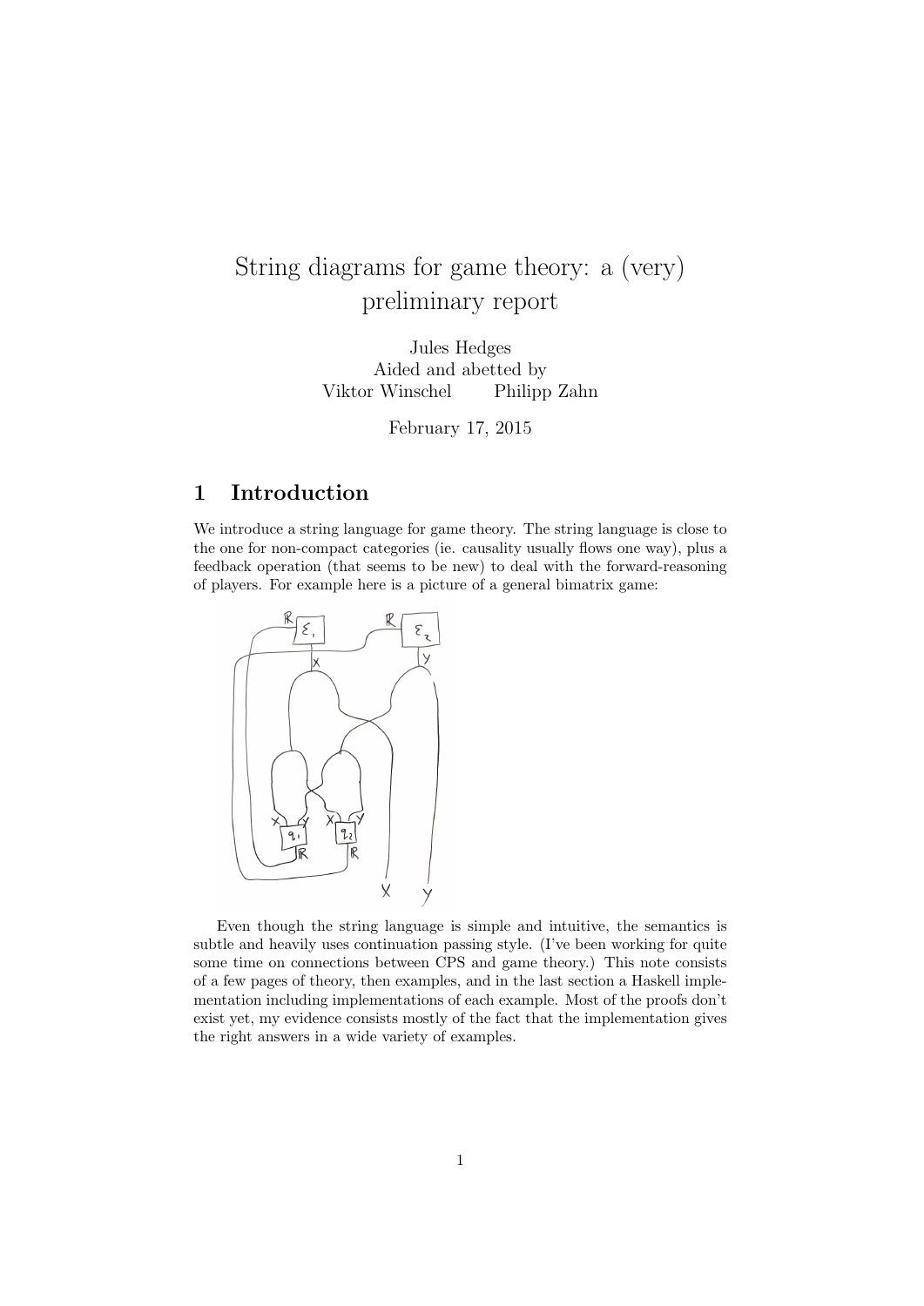# String diagrams for game theory: a (very) preliminary report

Jules Hedges
Aided and abetted by
Viktor Winschel Philipp Zahn

February 17, 2015

## 1 Introduction

We introduce a string language for game theory. The string language is close to the one for non-compact categories (ie. causality usually flows one way), plus a feedback operation (that seems to be new) to deal with the forward-reasoning of players. For example here is a picture of a general bimatrix game:

Even though the string language is simple and intuitive, the semantics is subtle and heavily uses continuation passing style. (I've been working for quite some time on connections between CPS and game theory.) This note consists of a few pages of theory, then examples, and in the last section a Haskell implementation including implementations of each example. Most of the proofs don't exist yet, my evidence consists mostly of the fact that the implementation gives the right answers in a wide variety of examples.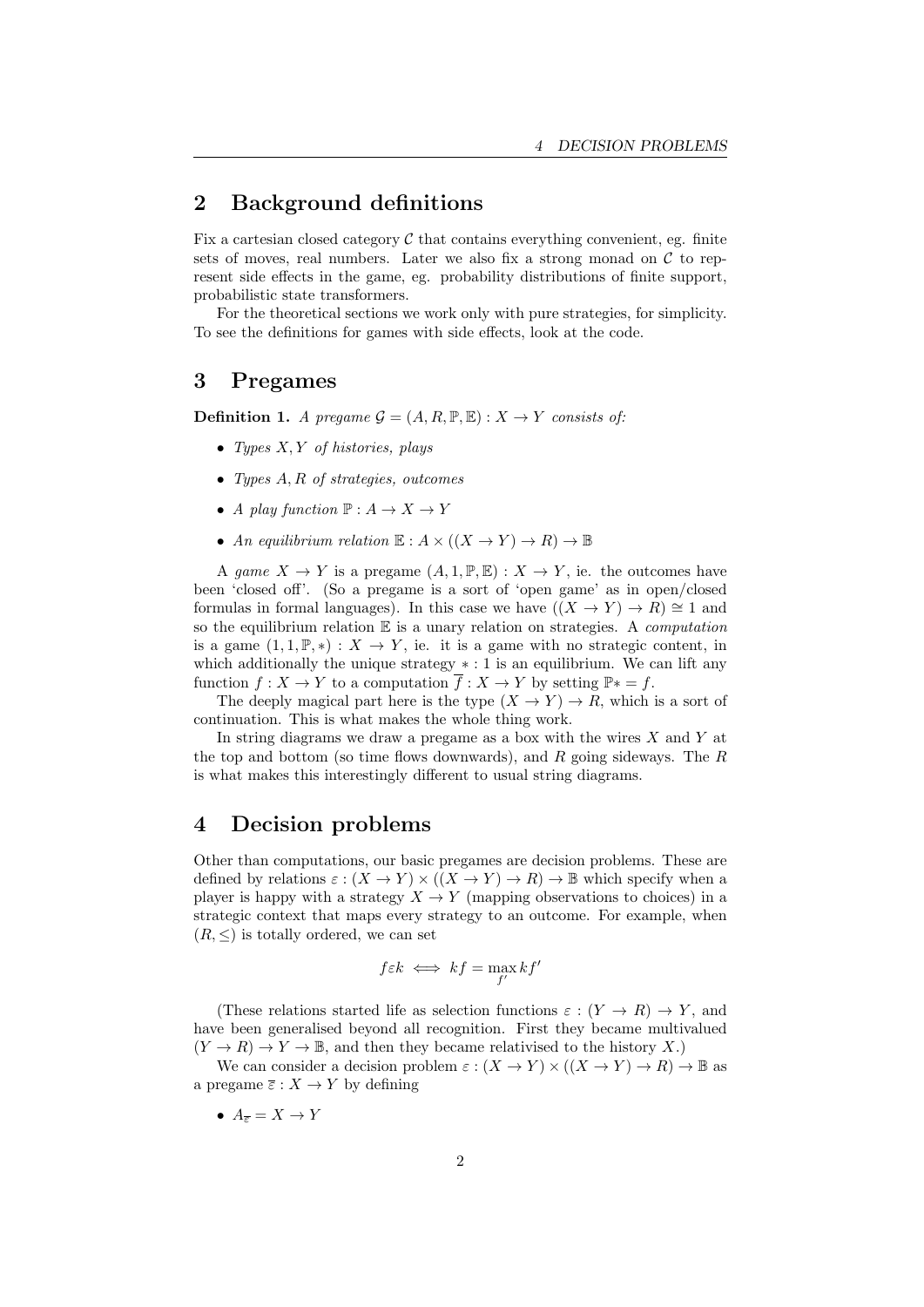## 2 Background definitions

Fix a cartesian closed category $\mathcal{C}$ that contains everything convenient, eg. finite sets of moves, real numbers. Later we also fix a strong monad on $\mathcal{C}$ to represent side effects in the game, eg. probability distributions of finite support, probabilistic state transformers.

For the theoretical sections we work only with pure strategies, for simplicity. To see the definitions for games with side effects, look at the code.

## 3 Pregames

**Definition 1.** *A pregame $\mathcal{G} = (A, R, \mathbb{P}, \mathbb{E}) : X \to Y$ consists of:*

- *Types $X, Y$ of histories, plays*
- *Types $A, R$ of strategies, outcomes*
- *A play function $\mathbb{P} : A \to X \to Y$*
- *An equilibrium relation $\mathbb{E} : A \times ((X \to Y) \to R) \to \mathbb{B}$*

A *game* $X \to Y$ is a pregame $(A, 1, \mathbb{P}, \mathbb{E}) : X \to Y$, ie. the outcomes have been 'closed off'. (So a pregame is a sort of 'open game' as in open/closed formulas in formal languages). In this case we have $((X \to Y) \to R) \cong 1$ and so the equilibrium relation $\mathbb{E}$ is a unary relation on strategies. A *computation* is a game $(1, 1, \mathbb{P}, *) : X \to Y$, ie. it is a game with no strategic content, in which additionally the unique strategy $* : 1$ is an equilibrium. We can lift any function $f : X \to Y$ to a computation $\overline{f} : X \to Y$ by setting $\mathbb{P}* = f$.

The deeply magical part here is the type $(X \to Y) \to R$, which is a sort of continuation. This is what makes the whole thing work.

In string diagrams we draw a pregame as a box with the wires $X$ and $Y$ at the top and bottom (so time flows downwards), and $R$ going sideways. The $R$ is what makes this interestingly different to usual string diagrams.

## 4 Decision problems

Other than computations, our basic pregames are decision problems. These are defined by relations $\varepsilon : (X \to Y) \times ((X \to Y) \to R) \to \mathbb{B}$ which specify when a player is happy with a strategy $X \to Y$ (mapping observations to choices) in a strategic context that maps every strategy to an outcome. For example, when $(R, \leq)$ is totally ordered, we can set

$$f \varepsilon k \iff kf = \max_{f'} kf'$$

(These relations started life as selection functions $\varepsilon : (Y \to R) \to Y$, and have been generalised beyond all recognition. First they became multivalued $(Y \to R) \to Y \to \mathbb{B}$, and then they became relativised to the history $X$.)

We can consider a decision problem $\varepsilon : (X \to Y) \times ((X \to Y) \to R) \to \mathbb{B}$ as a pregame $\overline{\varepsilon} : X \to Y$ by defining

- $A_{\overline{\varepsilon}} = X \to Y$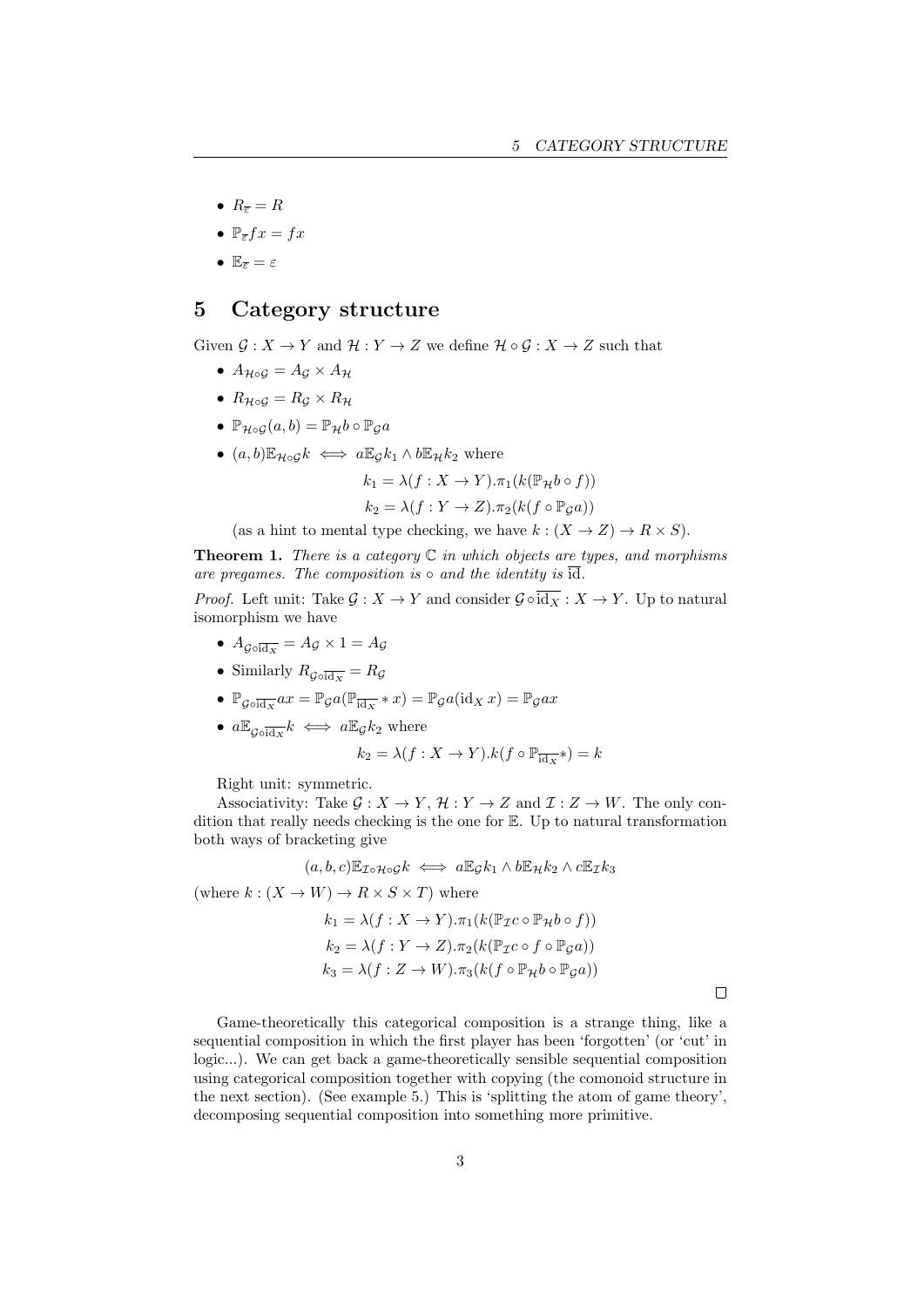- $R_{\overline{\varepsilon}} = R$
- $\mathbb{P}_{\overline{\varepsilon}} f x = f x$
- $\mathbb{E}_{\overline{\varepsilon}} = \varepsilon$

# 5 Category structure

Given $\mathcal{G} : X \to Y$ and $\mathcal{H} : Y \to Z$ we define $\mathcal{H} \circ \mathcal{G} : X \to Z$ such that

- $A_{\mathcal{H} \circ \mathcal{G}} = A_{\mathcal{G}} \times A_{\mathcal{H}}$
- $R_{\mathcal{H} \circ \mathcal{G}} = R_{\mathcal{G}} \times R_{\mathcal{H}}$
- $\mathbb{P}_{\mathcal{H} \circ \mathcal{G}}(a, b) = \mathbb{P}_{\mathcal{H}} b \circ \mathbb{P}_{\mathcal{G}} a$
- $(a, b) \mathbb{E}_{\mathcal{H} \circ \mathcal{G}} k \iff a \mathbb{E}_{\mathcal{G}} k_1 \wedge b \mathbb{E}_{\mathcal{H}} k_2$ where

$$k_1 = \lambda(f : X \to Y).\pi_1(k(\mathbb{P}_{\mathcal{H}} b \circ f))$$
$$k_2 = \lambda(f : Y \to Z).\pi_2(k(f \circ \mathbb{P}_{\mathcal{G}} a))$$

(as a hint to mental type checking, we have $k : (X \to Z) \to R \times S$).

**Theorem 1.** *There is a category $\mathbb{C}$ in which objects are types, and morphisms are pregames. The composition is $\circ$ and the identity is $\overline{\mathrm{id}}$.*

*Proof.* Left unit: Take $\mathcal{G} : X \to Y$ and consider $\mathcal{G} \circ \overline{\mathrm{id}_X} : X \to Y$. Up to natural isomorphism we have

- $A_{\mathcal{G} \circ \overline{\mathrm{id}_X}} = A_{\mathcal{G}} \times 1 = A_{\mathcal{G}}$
- Similarly $R_{\mathcal{G} \circ \overline{\mathrm{id}_X}} = R_{\mathcal{G}}$
- $\mathbb{P}_{\mathcal{G} \circ \overline{\mathrm{id}_X}} a x = \mathbb{P}_{\mathcal{G}} a (\mathbb{P}_{\overline{\mathrm{id}_X}} * x) = \mathbb{P}_{\mathcal{G}} a (\mathrm{id}_X\, x) = \mathbb{P}_{\mathcal{G}} a x$
- $a \mathbb{E}_{\mathcal{G} \circ \overline{\mathrm{id}_X}} k \iff a \mathbb{E}_{\mathcal{G}} k_2$ where

$$k_2 = \lambda(f : X \to Y).k(f \circ \mathbb{P}_{\overline{\mathrm{id}_X}} *) = k$$

Right unit: symmetric.

Associativity: Take $\mathcal{G} : X \to Y$, $\mathcal{H} : Y \to Z$ and $\mathcal{I} : Z \to W$. The only condition that really needs checking is the one for $\mathbb{E}$. Up to natural transformation both ways of bracketing give

$$(a, b, c) \mathbb{E}_{\mathcal{I} \circ \mathcal{H} \circ \mathcal{G}} k \iff a \mathbb{E}_{\mathcal{G}} k_1 \wedge b \mathbb{E}_{\mathcal{H}} k_2 \wedge c \mathbb{E}_{\mathcal{I}} k_3$$

(where $k : (X \to W) \to R \times S \times T$) where

$$k_1 = \lambda(f : X \to Y).\pi_1(k(\mathbb{P}_{\mathcal{I}} c \circ \mathbb{P}_{\mathcal{H}} b \circ f))$$
$$k_2 = \lambda(f : Y \to Z).\pi_2(k(\mathbb{P}_{\mathcal{I}} c \circ f \circ \mathbb{P}_{\mathcal{G}} a))$$
$$k_3 = \lambda(f : Z \to W).\pi_3(k(f \circ \mathbb{P}_{\mathcal{H}} b \circ \mathbb{P}_{\mathcal{G}} a))$$

□

Game-theoretically this categorical composition is a strange thing, like a sequential composition in which the first player has been 'forgotten' (or 'cut' in logic...). We can get back a game-theoretically sensible sequential composition using categorical composition together with copying (the comonoid structure in the next section). (See example 5.) This is 'splitting the atom of game theory', decomposing sequential composition into something more primitive.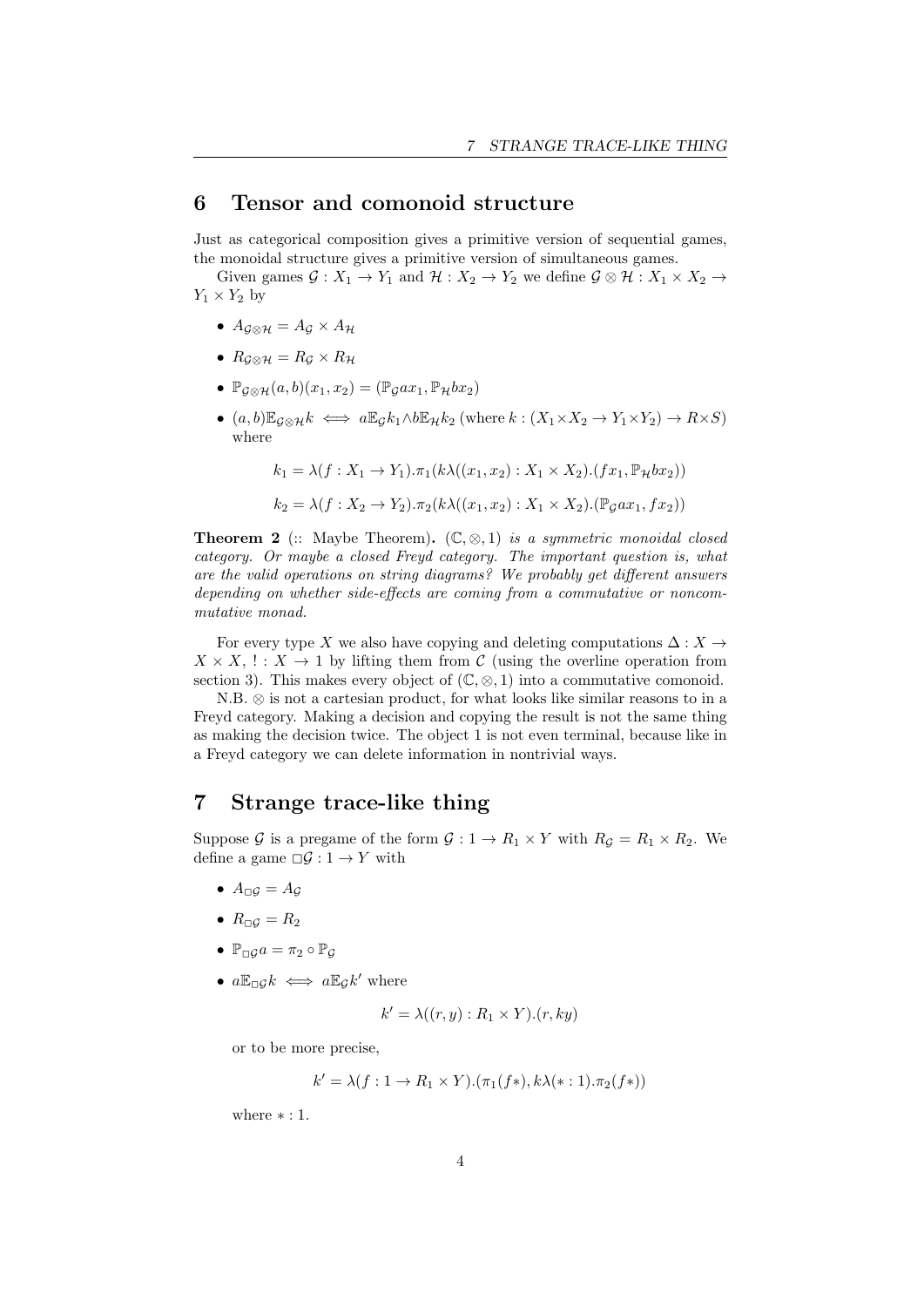## 6 Tensor and comonoid structure

Just as categorical composition gives a primitive version of sequential games, the monoidal structure gives a primitive version of simultaneous games.

Given games $\mathcal{G} : X_1 \to Y_1$ and $\mathcal{H} : X_2 \to Y_2$ we define $\mathcal{G} \otimes \mathcal{H} : X_1 \times X_2 \to Y_1 \times Y_2$ by

- $A_{\mathcal{G}\otimes\mathcal{H}} = A_\mathcal{G} \times A_\mathcal{H}$
- $R_{\mathcal{G}\otimes\mathcal{H}} = R_\mathcal{G} \times R_\mathcal{H}$
- $\mathbb{P}_{\mathcal{G}\otimes\mathcal{H}}(a, b)(x_1, x_2) = (\mathbb{P}_\mathcal{G} a x_1, \mathbb{P}_\mathcal{H} b x_2)$
- $(a, b)\mathbb{E}_{\mathcal{G}\otimes\mathcal{H}} k \iff a\mathbb{E}_\mathcal{G} k_1 \wedge b\mathbb{E}_\mathcal{H} k_2$ (where $k : (X_1 \times X_2 \to Y_1 \times Y_2) \to R \times S$) where

$$k_1 = \lambda(f : X_1 \to Y_1).\pi_1(k\lambda((x_1, x_2) : X_1 \times X_2).(f x_1, \mathbb{P}_\mathcal{H} b x_2))$$

$$k_2 = \lambda(f : X_2 \to Y_2).\pi_2(k\lambda((x_1, x_2) : X_1 \times X_2).(\mathbb{P}_\mathcal{G} a x_1, f x_2))$$

**Theorem 2** (:: Maybe Theorem)**.** *$(\mathbb{C}, \otimes, 1)$ is a symmetric monoidal closed category. Or maybe a closed Freyd category. The important question is, what are the valid operations on string diagrams? We probably get different answers depending on whether side-effects are coming from a commutative or noncommutative monad.*

For every type $X$ we also have copying and deleting computations $\Delta : X \to X \times X$, $! : X \to 1$ by lifting them from $\mathcal{C}$ (using the overline operation from section 3). This makes every object of $(\mathbb{C}, \otimes, 1)$ into a commutative comonoid.

N.B. $\otimes$ is not a cartesian product, for what looks like similar reasons to in a Freyd category. Making a decision and copying the result is not the same thing as making the decision twice. The object 1 is not even terminal, because like in a Freyd category we can delete information in nontrivial ways.

## 7 Strange trace-like thing

Suppose $\mathcal{G}$ is a pregame of the form $\mathcal{G} : 1 \to R_1 \times Y$ with $R_\mathcal{G} = R_1 \times R_2$. We define a game $\Box\mathcal{G} : 1 \to Y$ with

- $A_{\Box\mathcal{G}} = A_\mathcal{G}$
- $R_{\Box\mathcal{G}} = R_2$
- $\mathbb{P}_{\Box\mathcal{G}} a = \pi_2 \circ \mathbb{P}_\mathcal{G}$
- $a\mathbb{E}_{\Box\mathcal{G}} k \iff a\mathbb{E}_\mathcal{G} k'$ where

  $$k' = \lambda((r, y) : R_1 \times Y).(r, ky)$$

  or to be more precise,

  $$k' = \lambda(f : 1 \to R_1 \times Y).(\pi_1(f*), k\lambda(* : 1).\pi_2(f*))$$

  where $* : 1$.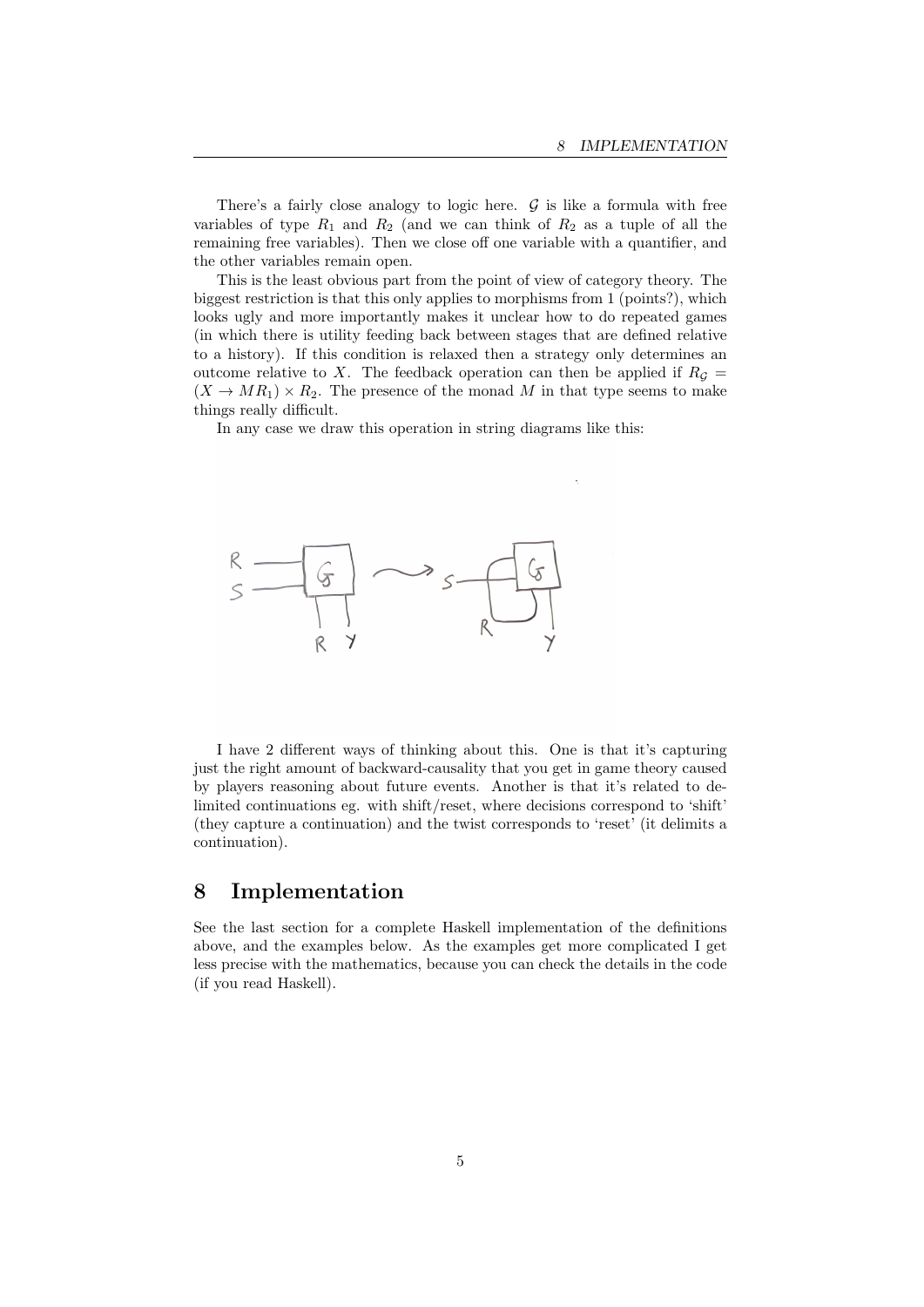There's a fairly close analogy to logic here. $\mathcal{G}$ is like a formula with free variables of type $R_1$ and $R_2$ (and we can think of $R_2$ as a tuple of all the remaining free variables). Then we close off one variable with a quantifier, and the other variables remain open.

This is the least obvious part from the point of view of category theory. The biggest restriction is that this only applies to morphisms from 1 (points?), which looks ugly and more importantly makes it unclear how to do repeated games (in which there is utility feeding back between stages that are defined relative to a history). If this condition is relaxed then a strategy only determines an outcome relative to $X$. The feedback operation can then be applied if $R_{\mathcal{G}} = (X \to MR_1) \times R_2$. The presence of the monad $M$ in that type seems to make things really difficult.

In any case we draw this operation in string diagrams like this:

I have 2 different ways of thinking about this. One is that it's capturing just the right amount of backward-causality that you get in game theory caused by players reasoning about future events. Another is that it's related to delimited continuations eg. with shift/reset, where decisions correspond to 'shift' (they capture a continuation) and the twist corresponds to 'reset' (it delimits a continuation).

## 8 Implementation

See the last section for a complete Haskell implementation of the definitions above, and the examples below. As the examples get more complicated I get less precise with the mathematics, because you can check the details in the code (if you read Haskell).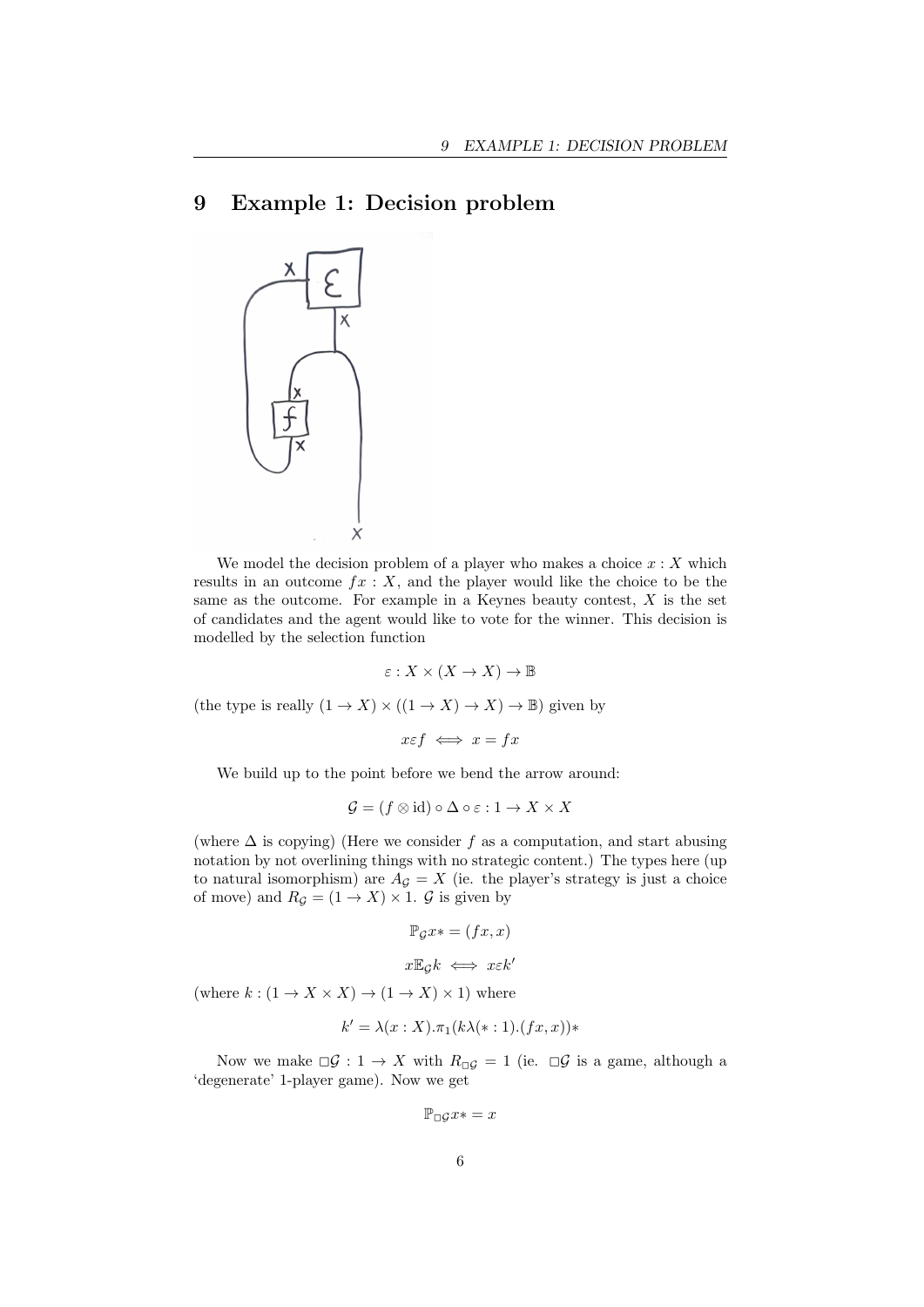# 9 Example 1: Decision problem

We model the decision problem of a player who makes a choice $x : X$ which results in an outcome $fx : X$, and the player would like the choice to be the same as the outcome. For example in a Keynes beauty contest, $X$ is the set of candidates and the agent would like to vote for the winner. This decision is modelled by the selection function

$$\varepsilon : X \times (X \to X) \to \mathbb{B}$$

(the type is really $(1 \to X) \times ((1 \to X) \to X) \to \mathbb{B}$) given by

$$x \varepsilon f \iff x = fx$$

We build up to the point before we bend the arrow around:

$$\mathcal{G} = (f \otimes \mathrm{id}) \circ \Delta \circ \varepsilon : 1 \to X \times X$$

(where $\Delta$ is copying) (Here we consider $f$ as a computation, and start abusing notation by not overlining things with no strategic content.) The types here (up to natural isomorphism) are $A_{\mathcal{G}} = X$ (ie. the player's strategy is just a choice of move) and $R_{\mathcal{G}} = (1 \to X) \times 1$. $\mathcal{G}$ is given by

$$\mathbb{P}_{\mathcal{G}} x * = (fx, x)$$

$$x \mathbb{E}_{\mathcal{G}} k \iff x \varepsilon k'$$

(where $k : (1 \to X \times X) \to (1 \to X) \times 1$) where

$$k' = \lambda(x : X).\pi_1(k \lambda(* : 1).(fx, x))*$$

Now we make $\square\mathcal{G} : 1 \to X$ with $R_{\square\mathcal{G}} = 1$ (ie. $\square\mathcal{G}$ is a game, although a 'degenerate' 1-player game). Now we get

$$\mathbb{P}_{\square\mathcal{G}} x * = x$$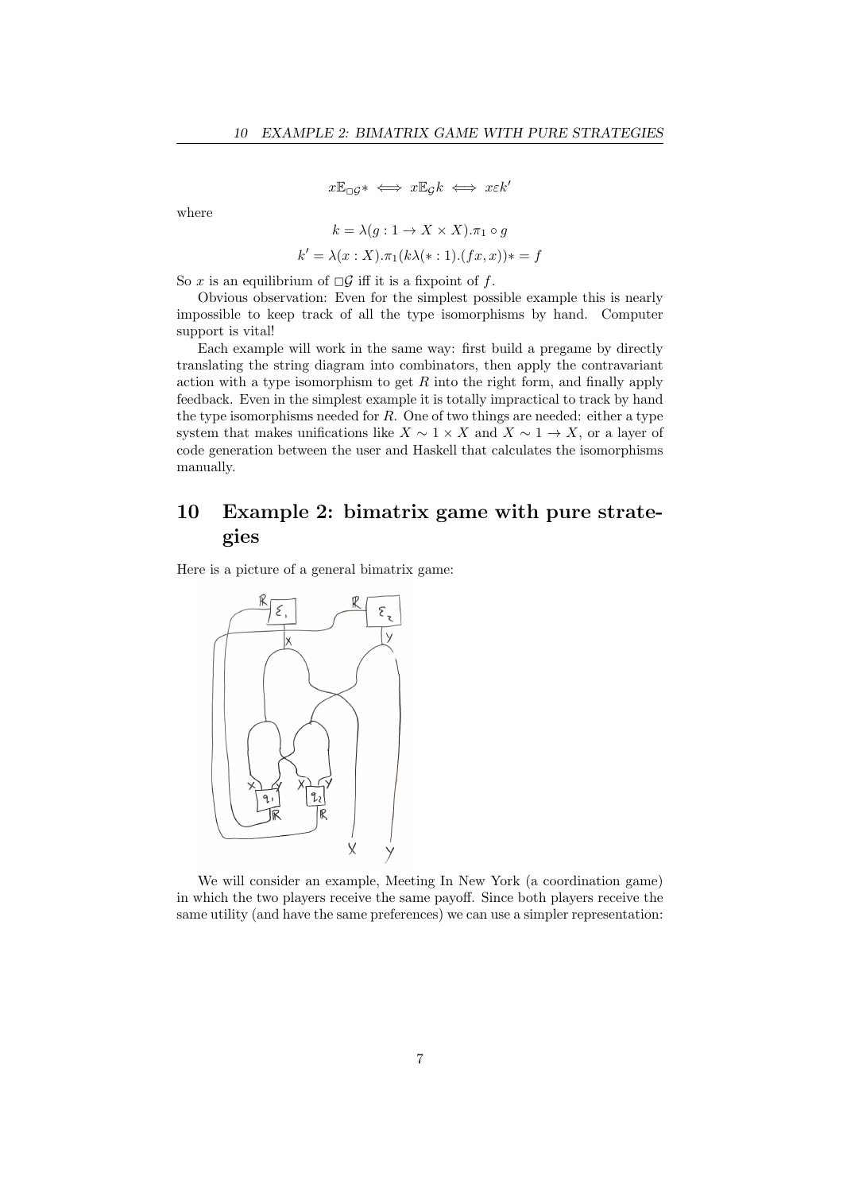$$x\mathbb{E}_{\square\mathcal{G}}* \iff x\mathbb{E}_{\mathcal{G}}k \iff x\varepsilon k'$$

where

$$k = \lambda(g : 1 \to X \times X).\pi_1 \circ g$$

$$k' = \lambda(x : X).\pi_1(k\lambda(* : 1).(fx, x))* = f$$

So $x$ is an equilibrium of $\square\mathcal{G}$ iff it is a fixpoint of $f$.

Obvious observation: Even for the simplest possible example this is nearly impossible to keep track of all the type isomorphisms by hand. Computer support is vital!

Each example will work in the same way: first build a pregame by directly translating the string diagram into combinators, then apply the contravariant action with a type isomorphism to get $R$ into the right form, and finally apply feedback. Even in the simplest example it is totally impractical to track by hand the type isomorphisms needed for $R$. One of two things are needed: either a type system that makes unifications like $X \sim 1 \times X$ and $X \sim 1 \to X$, or a layer of code generation between the user and Haskell that calculates the isomorphisms manually.

# 10 Example 2: bimatrix game with pure strategies

Here is a picture of a general bimatrix game:

We will consider an example, Meeting In New York (a coordination game) in which the two players receive the same payoff. Since both players receive the same utility (and have the same preferences) we can use a simpler representation: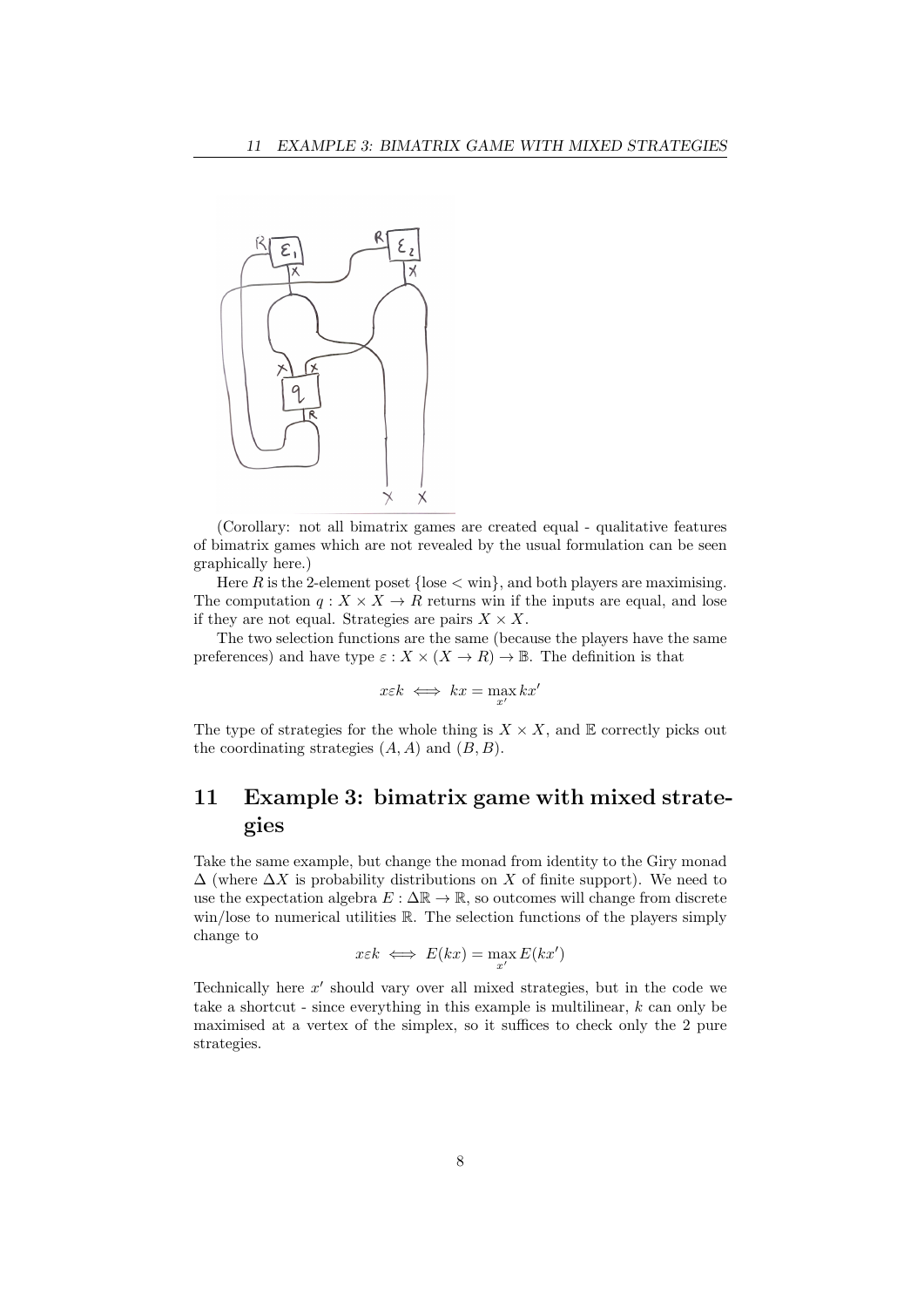(Corollary: not all bimatrix games are created equal - qualitative features of bimatrix games which are not revealed by the usual formulation can be seen graphically here.)

Here $R$ is the 2-element poset {lose < win}, and both players are maximising. The computation $q : X \times X \to R$ returns win if the inputs are equal, and lose if they are not equal. Strategies are pairs $X \times X$.

The two selection functions are the same (because the players have the same preferences) and have type $\varepsilon : X \times (X \to R) \to \mathbb{B}$. The definition is that

$$x \varepsilon k \iff kx = \max_{x'} kx'$$

The type of strategies for the whole thing is $X \times X$, and $\mathbb{E}$ correctly picks out the coordinating strategies $(A, A)$ and $(B, B)$.

## 11 Example 3: bimatrix game with mixed strategies

Take the same example, but change the monad from identity to the Giry monad $\Delta$ (where $\Delta X$ is probability distributions on $X$ of finite support). We need to use the expectation algebra $E : \Delta\mathbb{R} \to \mathbb{R}$, so outcomes will change from discrete win/lose to numerical utilities $\mathbb{R}$. The selection functions of the players simply change to

$$x \varepsilon k \iff E(kx) = \max_{x'} E(kx')$$

Technically here $x'$ should vary over all mixed strategies, but in the code we take a shortcut - since everything in this example is multilinear, $k$ can only be maximised at a vertex of the simplex, so it suffices to check only the 2 pure strategies.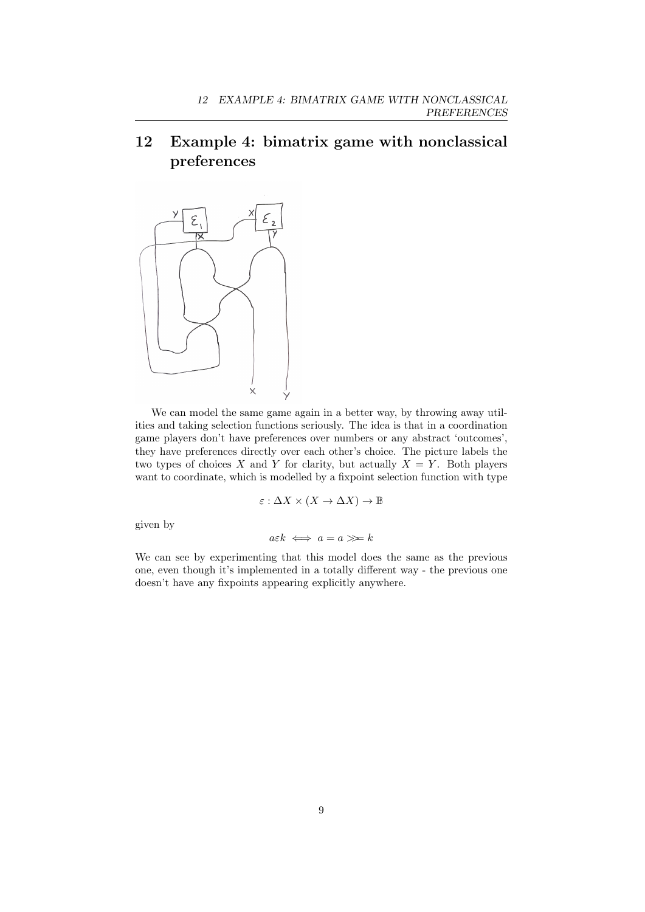# 12 Example 4: bimatrix game with nonclassical preferences

We can model the same game again in a better way, by throwing away utilities and taking selection functions seriously. The idea is that in a coordination game players don't have preferences over numbers or any abstract 'outcomes', they have preferences directly over each other's choice. The picture labels the two types of choices $X$ and $Y$ for clarity, but actually $X = Y$. Both players want to coordinate, which is modelled by a fixpoint selection function with type

$$\varepsilon : \Delta X \times (X \to \Delta X) \to \mathbb{B}$$

given by

$$a \varepsilon k \iff a = a \gg\!= k$$

We can see by experimenting that this model does the same as the previous one, even though it's implemented in a totally different way - the previous one doesn't have any fixpoints appearing explicitly anywhere.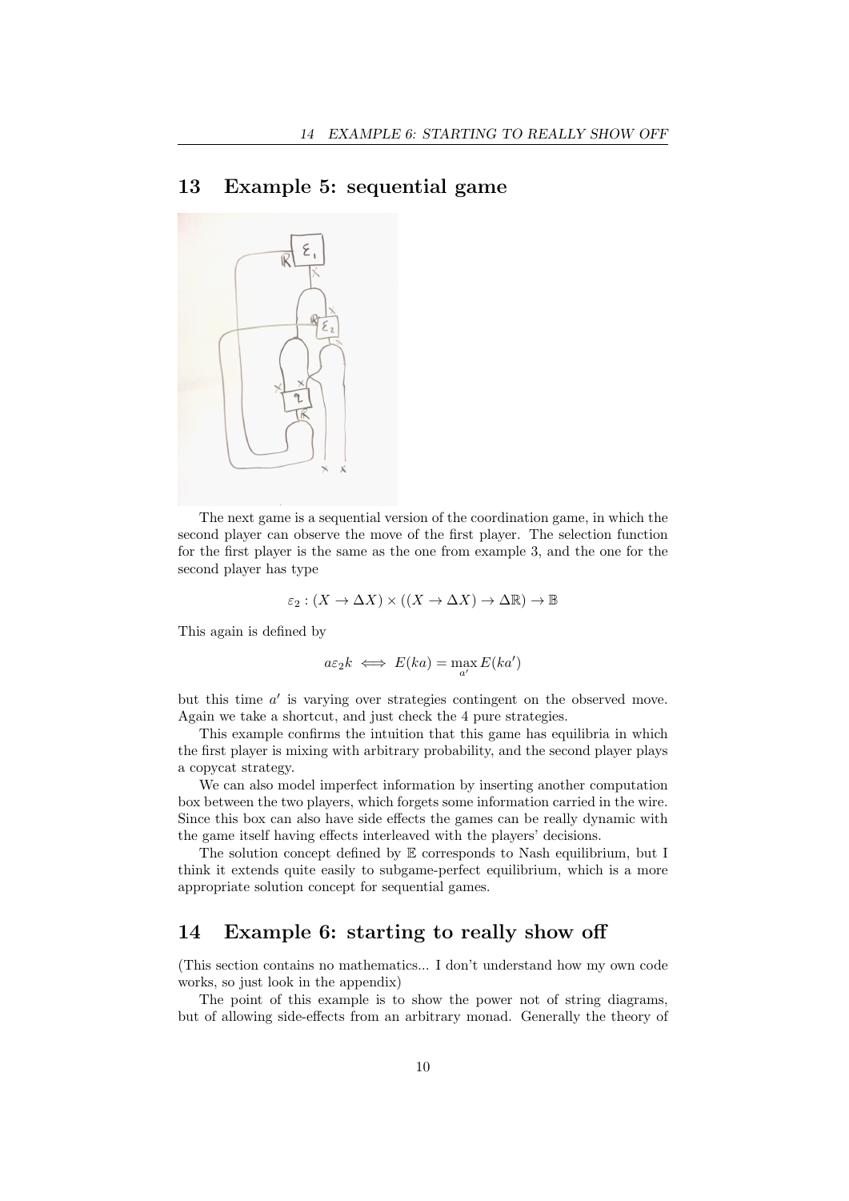## 13 Example 5: sequential game

The next game is a sequential version of the coordination game, in which the second player can observe the move of the first player. The selection function for the first player is the same as the one from example 3, and the one for the second player has type

$$\varepsilon_2 : (X \to \Delta X) \times ((X \to \Delta X) \to \Delta \mathbb{R}) \to \mathbb{B}$$

This again is defined by

$$a \varepsilon_2 k \iff E(ka) = \max_{a'} E(ka')$$

but this time $a'$ is varying over strategies contingent on the observed move. Again we take a shortcut, and just check the 4 pure strategies.

This example confirms the intuition that this game has equilibria in which the first player is mixing with arbitrary probability, and the second player plays a copycat strategy.

We can also model imperfect information by inserting another computation box between the two players, which forgets some information carried in the wire. Since this box can also have side effects the games can be really dynamic with the game itself having effects interleaved with the players' decisions.

The solution concept defined by $\mathbb{E}$ corresponds to Nash equilibrium, but I think it extends quite easily to subgame-perfect equilibrium, which is a more appropriate solution concept for sequential games.

## 14 Example 6: starting to really show off

(This section contains no mathematics... I don't understand how my own code works, so just look in the appendix)

The point of this example is to show the power not of string diagrams, but of allowing side-effects from an arbitrary monad. Generally the theory of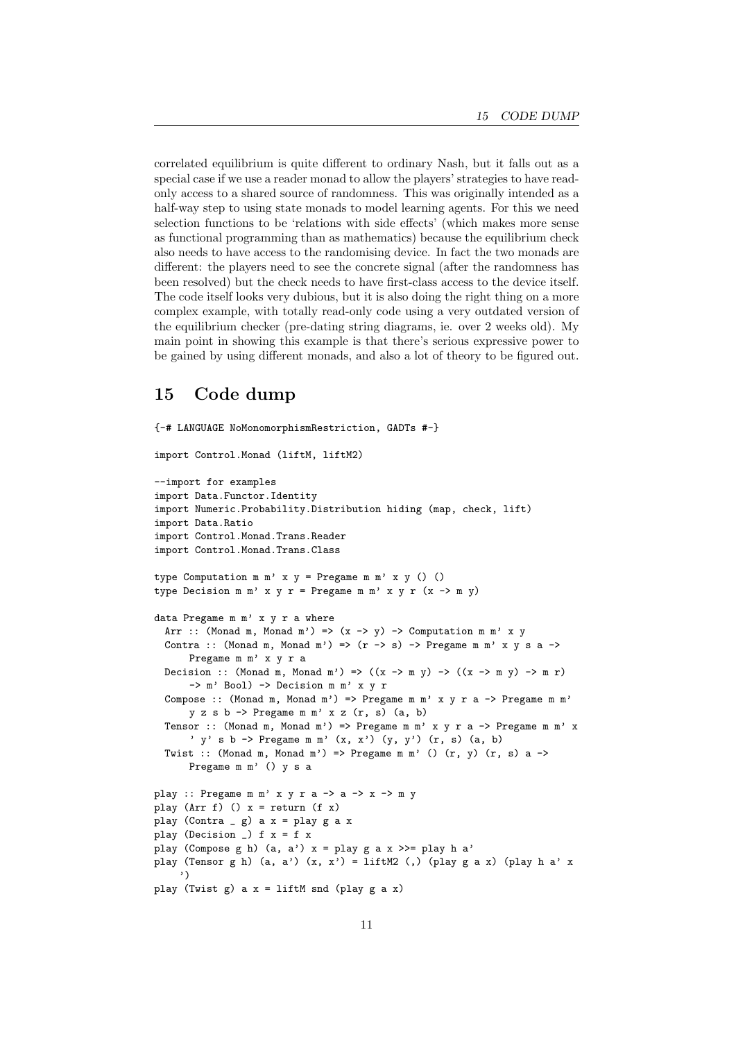correlated equilibrium is quite different to ordinary Nash, but it falls out as a special case if we use a reader monad to allow the players' strategies to have read-only access to a shared source of randomness. This was originally intended as a half-way step to using state monads to model learning agents. For this we need selection functions to be 'relations with side effects' (which makes more sense as functional programming than as mathematics) because the equilibrium check also needs to have access to the randomising device. In fact the two monads are different: the players need to see the concrete signal (after the randomness has been resolved) but the check needs to have first-class access to the device itself. The code itself looks very dubious, but it is also doing the right thing on a more complex example, with totally read-only code using a very outdated version of the equilibrium checker (pre-dating string diagrams, ie. over 2 weeks old). My main point in showing this example is that there's serious expressive power to be gained by using different monads, and also a lot of theory to be figured out.

## 15 Code dump

```
{-# LANGUAGE NoMonomorphismRestriction, GADTs #-}

import Control.Monad (liftM, liftM2)

--import for examples
import Data.Functor.Identity
import Numeric.Probability.Distribution hiding (map, check, lift)
import Data.Ratio
import Control.Monad.Trans.Reader
import Control.Monad.Trans.Class

type Computation m m' x y = Pregame m m' x y () ()
type Decision m m' x y r = Pregame m m' x y r (x -> m y)

data Pregame m m' x y r a where
  Arr :: (Monad m, Monad m') => (x -> y) -> Computation m m' x y
  Contra :: (Monad m, Monad m') => (r -> s) -> Pregame m m' x y s a ->
      Pregame m m' x y r a
  Decision :: (Monad m, Monad m') => ((x -> m y) -> ((x -> m y) -> m r)
      -> m' Bool) -> Decision m m' x y r
  Compose :: (Monad m, Monad m') => Pregame m m' x y r a -> Pregame m m'
      y z s b -> Pregame m m' x z (r, s) (a, b)
  Tensor :: (Monad m, Monad m') => Pregame m m' x y r a -> Pregame m m' x
      ' y' s b -> Pregame m m' (x, x') (y, y') (r, s) (a, b)
  Twist :: (Monad m, Monad m') => Pregame m m' () (r, y) (r, s) a ->
      Pregame m m' () y s a

play :: Pregame m m' x y r a -> a -> x -> m y
play (Arr f) () x = return (f x)
play (Contra _ g) a x = play g a x
play (Decision _) f x = f x
play (Compose g h) (a, a') x = play g a x >>= play h a'
play (Tensor g h) (a, a') (x, x') = liftM2 (,) (play g a x) (play h a' x
    ')
play (Twist g) a x = liftM snd (play g a x)
```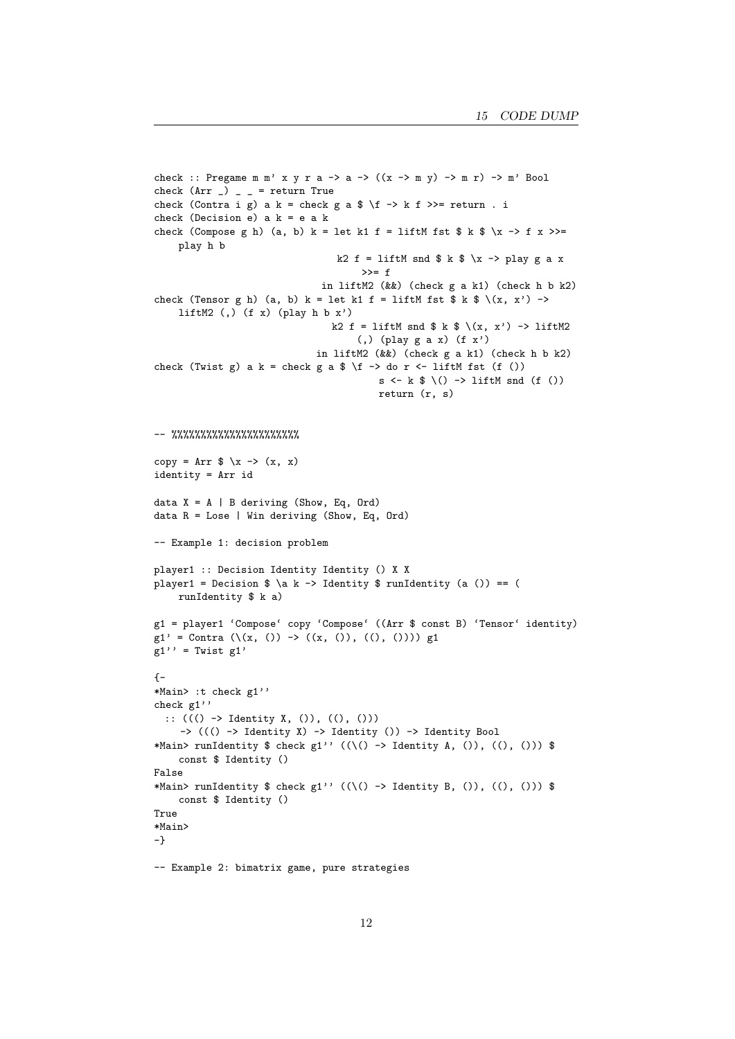```haskell
check :: Pregame m m' x y r a -> a -> ((x -> m y) -> m r) -> m' Bool
check (Arr _) _ _ = return True
check (Contra i g) a k = check g a $ \f -> k f >>= return . i
check (Decision e) a k = e a k
check (Compose g h) (a, b) k = let k1 f = liftM fst $ k $ \x -> f x >>=
    play h b
                               k2 f = liftM snd $ k $ \x -> play g a x
                                   >>= f
                            in liftM2 (&&) (check g a k1) (check h b k2)
check (Tensor g h) (a, b) k = let k1 f = liftM fst $ k $ \(x, x') ->
    liftM2 (,) (f x) (play h b x')
                              k2 f = liftM snd $ k $ \(x, x') -> liftM2
                                  (,) (play g a x) (f x')
                           in liftM2 (&&) (check g a k1) (check h b k2)
check (Twist g) a k = check g a $ \f -> do r <- liftM fst (f ())
                                          s <- k $ \() -> liftM snd (f ())
                                          return (r, s)


-- %%%%%%%%%%%%%%%%%%%%%%

copy = Arr $ \x -> (x, x)
identity = Arr id

data X = A | B deriving (Show, Eq, Ord)
data R = Lose | Win deriving (Show, Eq, Ord)

-- Example 1: decision problem

player1 :: Decision Identity Identity () X X
player1 = Decision $ \a k -> Identity $ runIdentity (a ()) == (
    runIdentity $ k a)

g1 = player1 `Compose` copy `Compose` ((Arr $ const B) `Tensor` identity)
g1' = Contra (\(x, ()) -> ((x, ()), ((), ()))) g1
g1'' = Twist g1'

{-
*Main> :t check g1''
check g1''
  :: ((() -> Identity X, ()), ((), ()))
     -> ((() -> Identity X) -> Identity ()) -> Identity Bool
*Main> runIdentity $ check g1'' ((\() -> Identity A, ()), ((), ())) $
    const $ Identity ()
False
*Main> runIdentity $ check g1'' ((\() -> Identity B, ()), ((), ())) $
    const $ Identity ()
True
*Main>
-}

-- Example 2: bimatrix game, pure strategies
```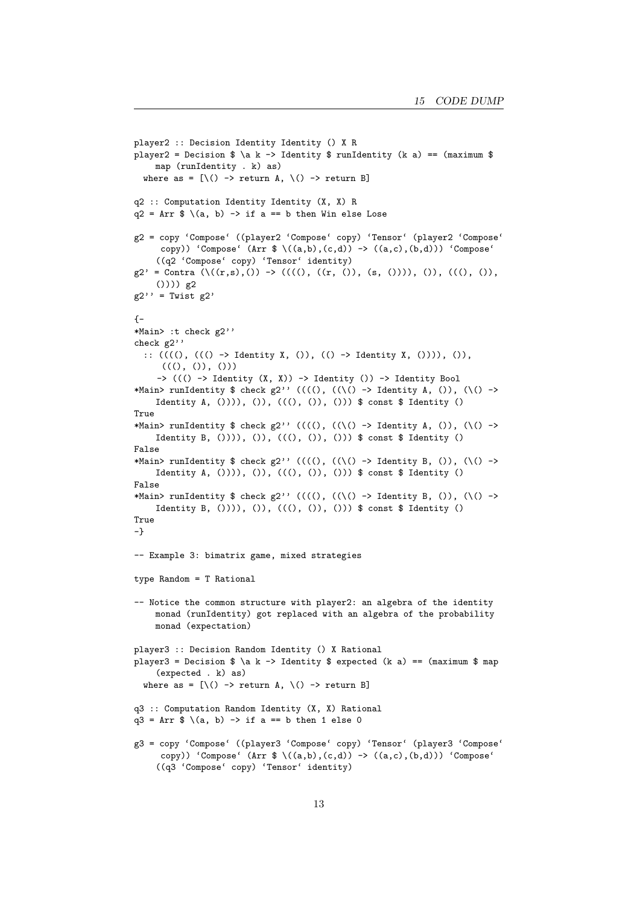```
player2 :: Decision Identity Identity () X R
player2 = Decision $ \a k -> Identity $ runIdentity (k a) == (maximum $
    map (runIdentity . k) as)
  where as = [\() -> return A, \() -> return B]

q2 :: Computation Identity Identity (X, X) R
q2 = Arr $ \(a, b) -> if a == b then Win else Lose

g2 = copy `Compose` ((player2 `Compose` copy) `Tensor` (player2 `Compose`
     copy)) `Compose` (Arr $ \((a,b),(c,d)) -> ((a,c),(b,d))) `Compose`
    ((q2 `Compose` copy) `Tensor` identity)
g2' = Contra (\((r,s),()) -> ((((), ((r, ()), (s, ()))), ()), (((), ()),
    ()))) g2
g2'' = Twist g2'

{-
*Main> :t check g2''
check g2''
  :: ((((), ((() -> Identity X, ()), (() -> Identity X, ()))), ()),
     (((), ()), ()))
     -> ((() -> Identity (X, X)) -> Identity ()) -> Identity Bool
*Main> runIdentity $ check g2'' ((((), ((\() -> Identity A, ()), (\() ->
    Identity A, ()))), ()), (((), ()), ())) $ const $ Identity ()
True
*Main> runIdentity $ check g2'' ((((), ((\() -> Identity A, ()), (\() ->
    Identity B, ()))), ()), (((), ()), ())) $ const $ Identity ()
False
*Main> runIdentity $ check g2'' ((((), ((\() -> Identity B, ()), (\() ->
    Identity A, ()))), ()), (((), ()), ())) $ const $ Identity ()
False
*Main> runIdentity $ check g2'' ((((), ((\() -> Identity B, ()), (\() ->
    Identity B, ()))), ()), (((), ()), ())) $ const $ Identity ()
True
-}

-- Example 3: bimatrix game, mixed strategies

type Random = T Rational

-- Notice the common structure with player2: an algebra of the identity
    monad (runIdentity) got replaced with an algebra of the probability
    monad (expectation)

player3 :: Decision Random Identity () X Rational
player3 = Decision $ \a k -> Identity $ expected (k a) == (maximum $ map
    (expected . k) as)
  where as = [\() -> return A, \() -> return B]

q3 :: Computation Random Identity (X, X) Rational
q3 = Arr $ \(a, b) -> if a == b then 1 else 0

g3 = copy `Compose` ((player3 `Compose` copy) `Tensor` (player3 `Compose`
     copy)) `Compose` (Arr $ \((a,b),(c,d)) -> ((a,c),(b,d))) `Compose`
    ((q3 `Compose` copy) `Tensor` identity)
```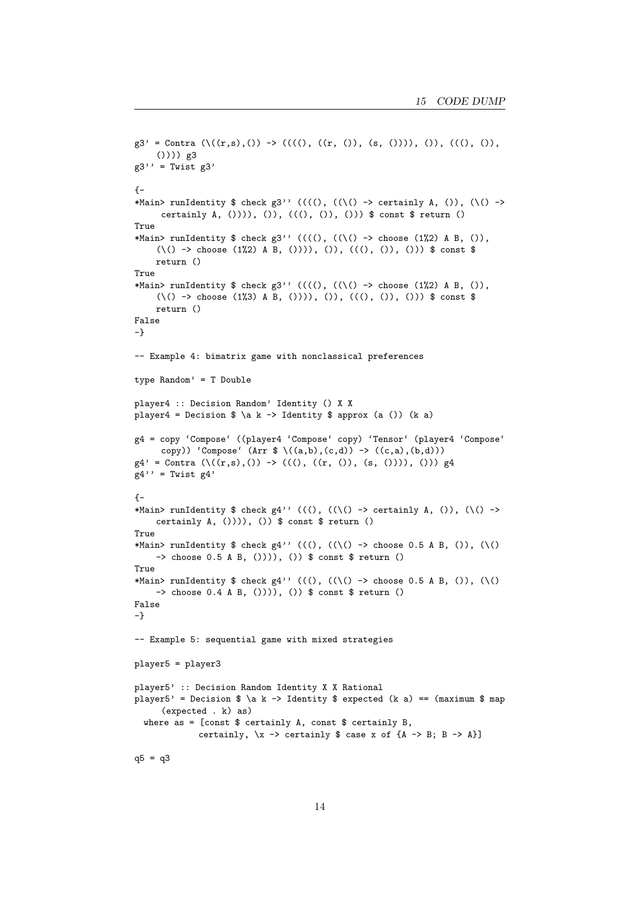```
g3' = Contra (\((r,s),()) -> ((((), ((r, ()), (s, ()))), ()), (((), ()),
    ()))) g3
g3'' = Twist g3'

{-
*Main> runIdentity $ check g3'' ((((), ((\() -> certainly A, ()), (\() ->
     certainly A, ()))), ()), (((), ()), ())) $ const $ return ()
True
*Main> runIdentity $ check g3'' ((((), ((\() -> choose (1%2) A B, ()),
    (\() -> choose (1%2) A B, ()))), ()), (((), ()), ())) $ const $
    return ()
True
*Main> runIdentity $ check g3'' ((((), ((\() -> choose (1%2) A B, ()),
    (\() -> choose (1%3) A B, ()))), ()), (((), ()), ())) $ const $
    return ()
False
-}

-- Example 4: bimatrix game with nonclassical preferences

type Random' = T Double

player4 :: Decision Random' Identity () X X
player4 = Decision $ \a k -> Identity $ approx (a ()) (k a)

g4 = copy `Compose` ((player4 `Compose` copy) `Tensor` (player4 `Compose`
     copy)) `Compose` (Arr $ \((a,b),(c,d)) -> ((c,a),(b,d)))
g4' = Contra (\((r,s),()) -> (((), ((r, ()), (s, ()))), ())) g4
g4'' = Twist g4'

{-
*Main> runIdentity $ check g4'' (((), ((\() -> certainly A, ()), (\() ->
    certainly A, ()))), ()) $ const $ return ()
True
*Main> runIdentity $ check g4'' (((), ((\() -> choose 0.5 A B, ()), (\()
    -> choose 0.5 A B, ()))), ()) $ const $ return ()
True
*Main> runIdentity $ check g4'' (((), ((\() -> choose 0.5 A B, ()), (\()
    -> choose 0.4 A B, ()))), ()) $ const $ return ()
False
-}

-- Example 5: sequential game with mixed strategies

player5 = player3

player5' :: Decision Random Identity X X Rational
player5' = Decision $ \a k -> Identity $ expected (k a) == (maximum $ map
     (expected . k) as)
  where as = [const $ certainly A, const $ certainly B,
             certainly, \x -> certainly $ case x of {A -> B; B -> A}]

q5 = q3
```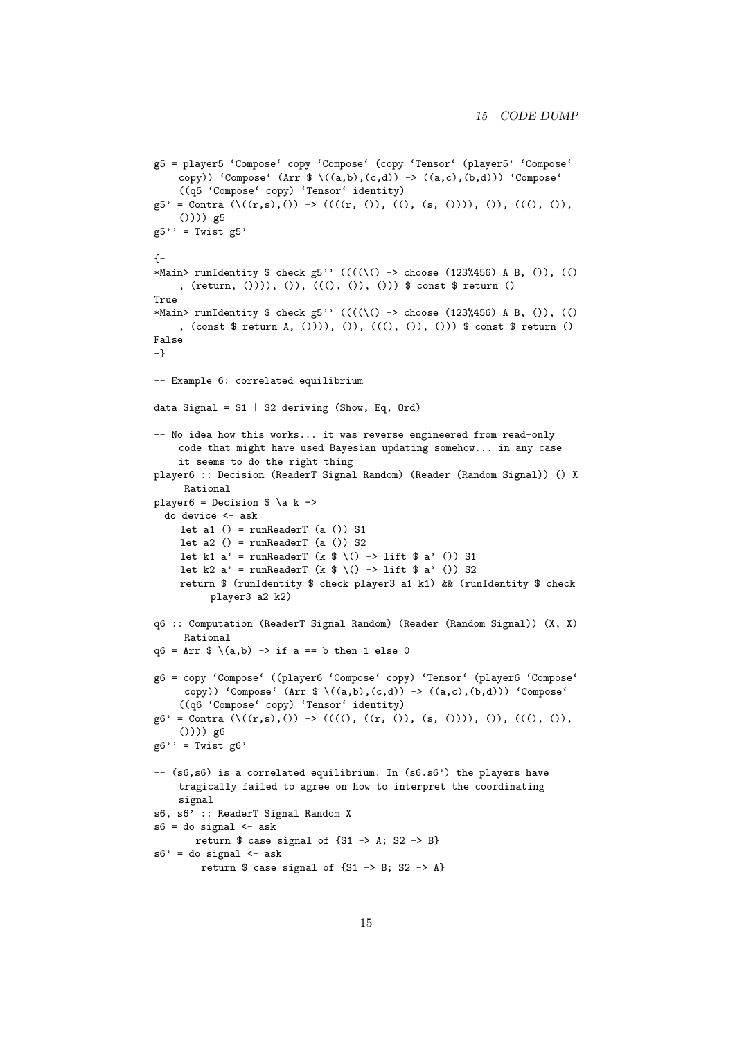```
g5 = player5 `Compose` copy `Compose` (copy `Tensor` (player5' `Compose`
    copy)) `Compose` (Arr $ \((a,b),(c,d)) -> ((a,c),(b,d))) `Compose`
    ((q5 `Compose` copy) `Tensor` identity)
g5' = Contra (\((r,s),()) -> ((((r, ()), ((), (s, ()))), ()), (((), ()),
    ()))) g5
g5'' = Twist g5'

{-
*Main> runIdentity $ check g5'' ((((\() -> choose (123%456) A B, ()), (()
    , (return, ()))), ()), (((), ()), ())) $ const $ return ()
True
*Main> runIdentity $ check g5'' ((((\() -> choose (123%456) A B, ()), (()
    , (const $ return A, ()))), ()), (((), ()), ())) $ const $ return ()
False
-}

-- Example 6: correlated equilibrium

data Signal = S1 | S2 deriving (Show, Eq, Ord)

-- No idea how this works... it was reverse engineered from read-only
    code that might have used Bayesian updating somehow... in any case
    it seems to do the right thing
player6 :: Decision (ReaderT Signal Random) (Reader (Random Signal)) () X
     Rational
player6 = Decision $ \a k ->
  do device <- ask
     let a1 () = runReaderT (a ()) S1
     let a2 () = runReaderT (a ()) S2
     let k1 a' = runReaderT (k $ \() -> lift $ a' ()) S1
     let k2 a' = runReaderT (k $ \() -> lift $ a' ()) S2
     return $ (runIdentity $ check player3 a1 k1) && (runIdentity $ check
          player3 a2 k2)

q6 :: Computation (ReaderT Signal Random) (Reader (Random Signal)) (X, X)
     Rational
q6 = Arr $ \(a,b) -> if a == b then 1 else 0

g6 = copy `Compose` ((player6 `Compose` copy) `Tensor` (player6 `Compose`
     copy)) `Compose` (Arr $ \((a,b),(c,d)) -> ((a,c),(b,d))) `Compose`
    ((q6 `Compose` copy) `Tensor` identity)
g6' = Contra (\((r,s),()) -> ((((), ((r, ()), (s, ()))), ()), (((), ()),
    ()))) g6
g6'' = Twist g6'

-- (s6,s6) is a correlated equilibrium. In (s6.s6') the players have
    tragically failed to agree on how to interpret the coordinating
    signal
s6, s6' :: ReaderT Signal Random X
s6 = do signal <- ask
       return $ case signal of {S1 -> A; S2 -> B}
s6' = do signal <- ask
        return $ case signal of {S1 -> B; S2 -> A}
```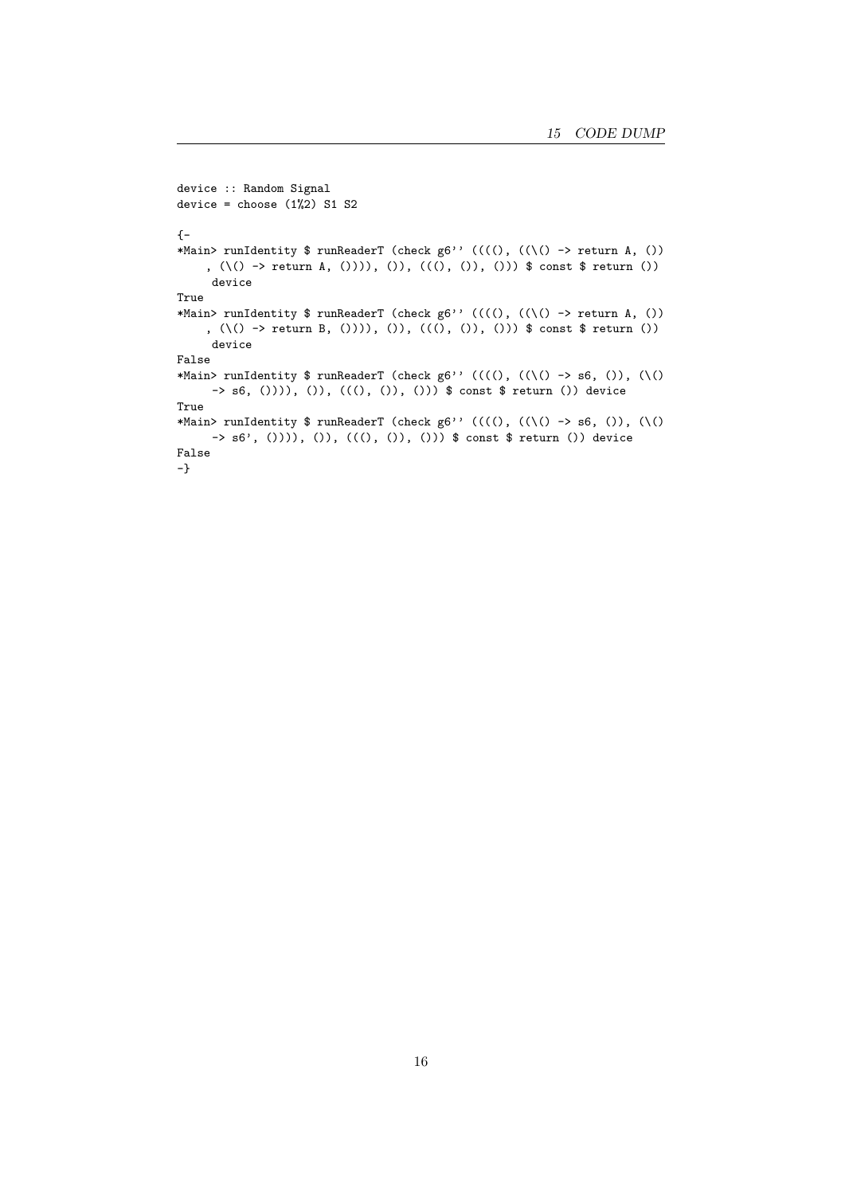```
device :: Random Signal
device = choose (1%2) S1 S2

{-
*Main> runIdentity $ runReaderT (check g6'' ((((), ((\() -> return A, ())
    , (\() -> return A, ()))), ()), (((), ()), ())) $ const $ return ())
     device
True
*Main> runIdentity $ runReaderT (check g6'' ((((), ((\() -> return A, ())
    , (\() -> return B, ()))), ()), (((), ()), ())) $ const $ return ())
     device
False
*Main> runIdentity $ runReaderT (check g6'' ((((), ((\() -> s6, ()), (\()
     -> s6, ()))), ()), (((), ()), ())) $ const $ return ()) device
True
*Main> runIdentity $ runReaderT (check g6'' ((((), ((\() -> s6, ()), (\()
     -> s6', ()))), ()), (((), ()), ())) $ const $ return ()) device
False
-}
```